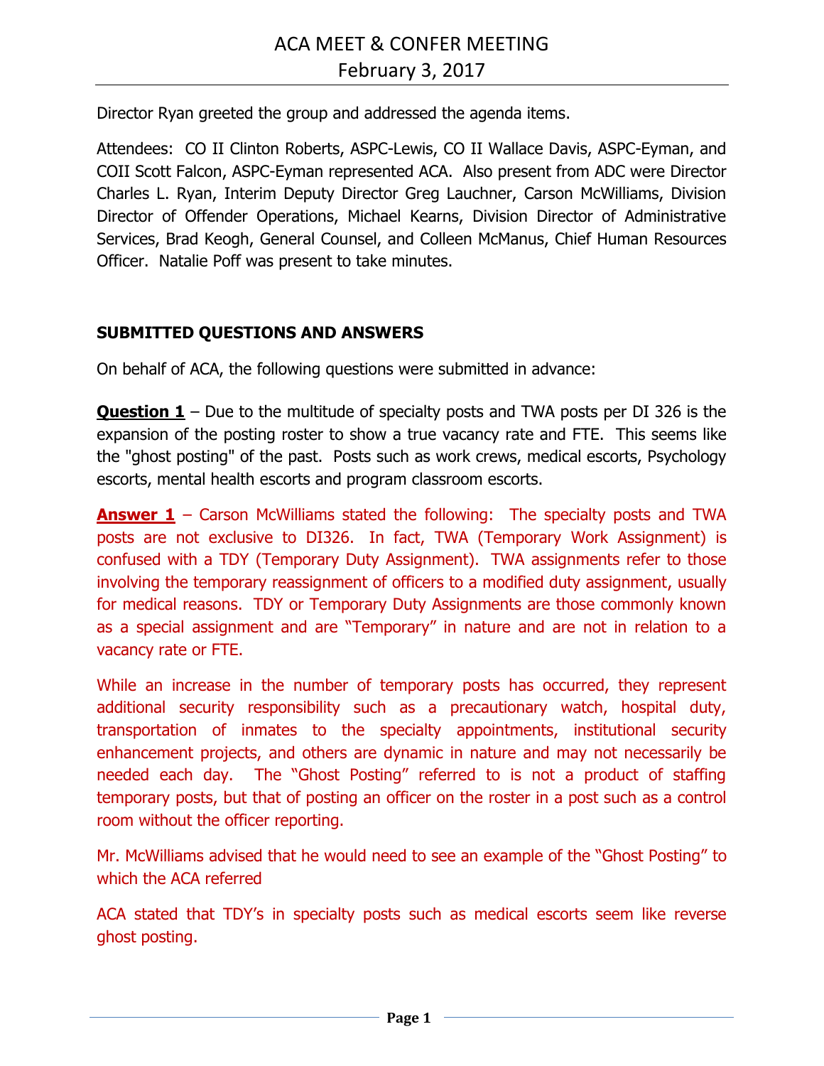# ACA MEET & CONFER MEETING

## February 3, 2017

Director Ryan greeted the group and addressed the agenda items.

Attendees: CO II Clinton Roberts, ASPC-Lewis, CO II Wallace Davis, ASPC-Eyman, and COII Scott Falcon, ASPC-Eyman represented ACA. Also present from ADC were Director Charles L. Ryan, Interim Deputy Director Greg Lauchner, Carson McWilliams, Division Director of Offender Operations, Michael Kearns, Division Director of Administrative Services, Brad Keogh, General Counsel, and Colleen McManus, Chief Human Resources Officer. Natalie Poff was present to take minutes.

### SUBMITTED QUESTIONS AND ANSWERS

On behalf of ACA, the following questions were submitted in advance:

**Question 1** – Due to the multitude of specialty posts and TWA posts per DI 326 is the expansion of the posting roster to show a true vacancy rate and FTE. This seems like the "ghost posting" of the past. Posts such as work crews, medical escorts, Psychology escorts, mental health escorts and program classroom escorts.

**Answer 1** – Carson McWilliams stated the following: The specialty posts and TWA posts are not exclusive to DI326. In fact, TWA (Temporary Work Assignment) is confused with a TDY (Temporary Duty Assignment). TWA assignments refer to those involving the temporary reassignment of officers to a modified duty assignment, usually for medical reasons. TDY or Temporary Duty Assignments are those commonly known as a special assignment and are "Temporary" in nature and are not in relation to a vacancy rate or FTE.

While an increase in the number of temporary posts has occurred, they represent additional security responsibility such as a precautionary watch, hospital duty, transportation of inmates to the specialty appointments, institutional security enhancement projects, and others are dynamic in nature and may not necessarily be needed each day. The "Ghost Posting" referred to is not a product of staffing temporary posts, but that of posting an officer on the roster in a post such as a control room without the officer reporting.

Mr. McWilliams advised that he would need to see an example of the "Ghost Posting" to which the ACA referred

ACA stated that TDY's in specialty posts such as medical escorts seem like reverse ghost posting.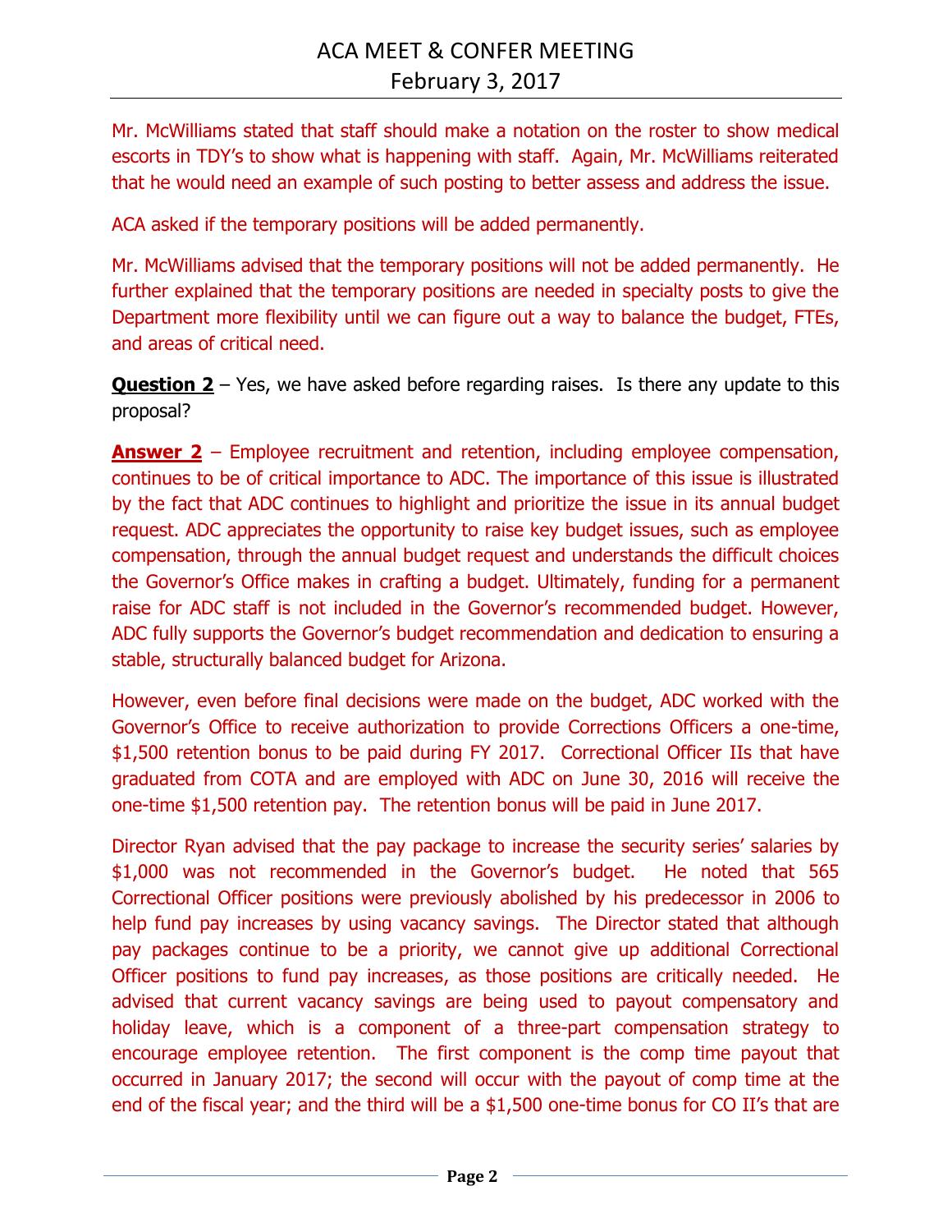Mr. McWilliams stated that staff should make a notation on the roster to show medical escorts in TDY's to show what is happening with staff. Again, Mr. McWilliams reiterated that he would need an example of such posting to better assess and address the issue.

ACA asked if the temporary positions will be added permanently.

Mr. McWilliams advised that the temporary positions will not be added permanently. He further explained that the temporary positions are needed in specialty posts to give the Department more flexibility until we can figure out a way to balance the budget, FTEs, and areas of critical need.

**Question 2** – Yes, we have asked before regarding raises. Is there any update to this proposal?

**Answer 2** – Employee recruitment and retention, including employee compensation, continues to be of critical importance to ADC. The importance of this issue is illustrated by the fact that ADC continues to highlight and prioritize the issue in its annual budget request. ADC appreciates the opportunity to raise key budget issues, such as employee compensation, through the annual budget request and understands the difficult choices the Governor's Office makes in crafting a budget. Ultimately, funding for a permanent raise for ADC staff is not included in the Governor's recommended budget. However, ADC fully supports the Governor's budget recommendation and dedication to ensuring a stable, structurally balanced budget for Arizona.

However, even before final decisions were made on the budget, ADC worked with the Governor's Office to receive authorization to provide Corrections Officers a one-time, $1,500 retention bonus to be paid during FY 2017. Correctional Officer IIs that have graduated from COTA and are employed with ADC on June 30, 2016 will receive the one-time $1,500 retention pay. The retention bonus will be paid in June 2017.

Director Ryan advised that the pay package to increase the security series' salaries by $1,000 was not recommended in the Governor's budget. He noted that 565 Correctional Officer positions were previously abolished by his predecessor in 2006 to help fund pay increases by using vacancy savings. The Director stated that although pay packages continue to be a priority, we cannot give up additional Correctional Officer positions to fund pay increases, as those positions are critically needed. He advised that current vacancy savings are being used to payout compensatory and holiday leave, which is a component of a three-part compensation strategy to encourage employee retention. The first component is the comp time payout that occurred in January 2017; the second will occur with the payout of comp time at the end of the fiscal year; and the third will be a $1,500 one-time bonus for CO II's that are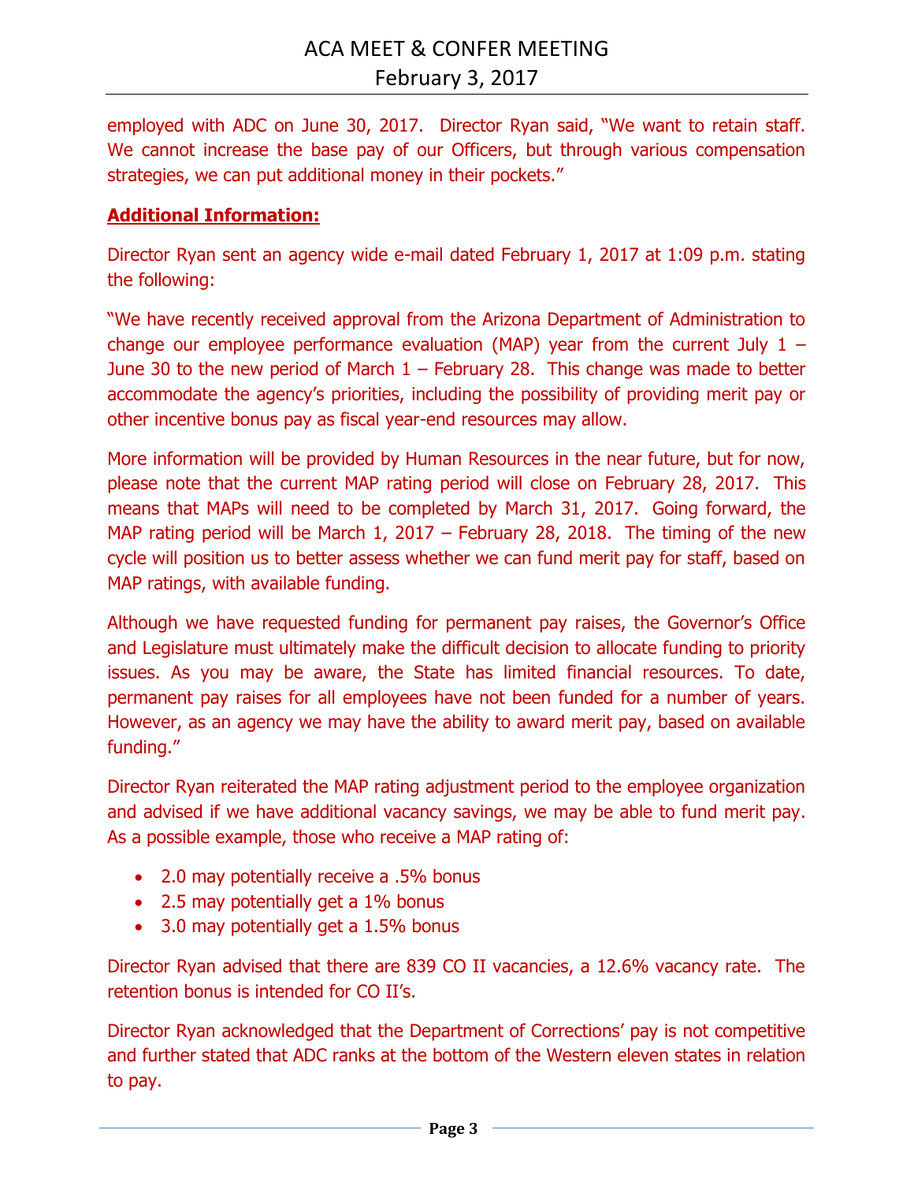employed with ADC on June 30, 2017. Director Ryan said, "We want to retain staff. We cannot increase the base pay of our Officers, but through various compensation strategies, we can put additional money in their pockets."

**Additional Information:**

Director Ryan sent an agency wide e-mail dated February 1, 2017 at 1:09 p.m. stating the following:

"We have recently received approval from the Arizona Department of Administration to change our employee performance evaluation (MAP) year from the current July 1 – June 30 to the new period of March 1 – February 28. This change was made to better accommodate the agency's priorities, including the possibility of providing merit pay or other incentive bonus pay as fiscal year-end resources may allow.

More information will be provided by Human Resources in the near future, but for now, please note that the current MAP rating period will close on February 28, 2017. This means that MAPs will need to be completed by March 31, 2017. Going forward, the MAP rating period will be March 1, 2017 – February 28, 2018. The timing of the new cycle will position us to better assess whether we can fund merit pay for staff, based on MAP ratings, with available funding.

Although we have requested funding for permanent pay raises, the Governor's Office and Legislature must ultimately make the difficult decision to allocate funding to priority issues. As you may be aware, the State has limited financial resources. To date, permanent pay raises for all employees have not been funded for a number of years. However, as an agency we may have the ability to award merit pay, based on available funding."

Director Ryan reiterated the MAP rating adjustment period to the employee organization and advised if we have additional vacancy savings, we may be able to fund merit pay. As a possible example, those who receive a MAP rating of:

- 2.0 may potentially receive a .5% bonus
- 2.5 may potentially get a 1% bonus
- 3.0 may potentially get a 1.5% bonus

Director Ryan advised that there are 839 CO II vacancies, a 12.6% vacancy rate. The retention bonus is intended for CO II's.

Director Ryan acknowledged that the Department of Corrections' pay is not competitive and further stated that ADC ranks at the bottom of the Western eleven states in relation to pay.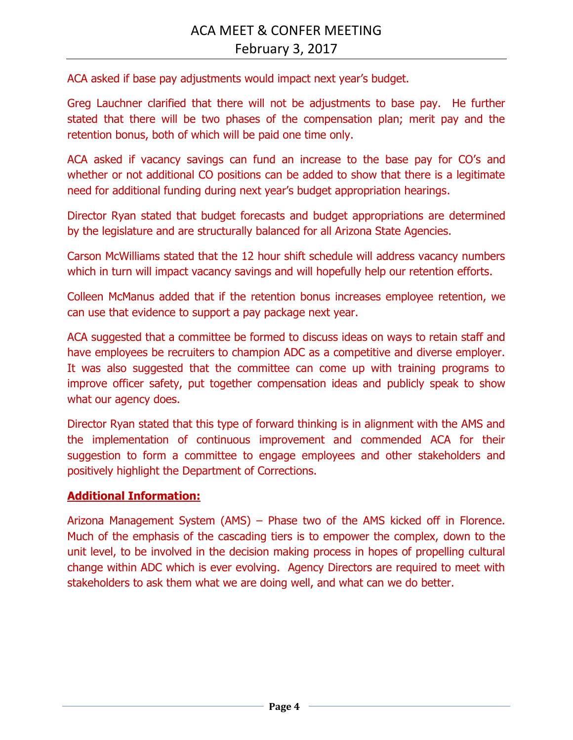ACA asked if base pay adjustments would impact next year's budget.

Greg Lauchner clarified that there will not be adjustments to base pay. He further stated that there will be two phases of the compensation plan; merit pay and the retention bonus, both of which will be paid one time only.

ACA asked if vacancy savings can fund an increase to the base pay for CO's and whether or not additional CO positions can be added to show that there is a legitimate need for additional funding during next year's budget appropriation hearings.

Director Ryan stated that budget forecasts and budget appropriations are determined by the legislature and are structurally balanced for all Arizona State Agencies.

Carson McWilliams stated that the 12 hour shift schedule will address vacancy numbers which in turn will impact vacancy savings and will hopefully help our retention efforts.

Colleen McManus added that if the retention bonus increases employee retention, we can use that evidence to support a pay package next year.

ACA suggested that a committee be formed to discuss ideas on ways to retain staff and have employees be recruiters to champion ADC as a competitive and diverse employer. It was also suggested that the committee can come up with training programs to improve officer safety, put together compensation ideas and publicly speak to show what our agency does.

Director Ryan stated that this type of forward thinking is in alignment with the AMS and the implementation of continuous improvement and commended ACA for their suggestion to form a committee to engage employees and other stakeholders and positively highlight the Department of Corrections.

**Additional Information:**

Arizona Management System (AMS) – Phase two of the AMS kicked off in Florence. Much of the emphasis of the cascading tiers is to empower the complex, down to the unit level, to be involved in the decision making process in hopes of propelling cultural change within ADC which is ever evolving. Agency Directors are required to meet with stakeholders to ask them what we are doing well, and what can we do better.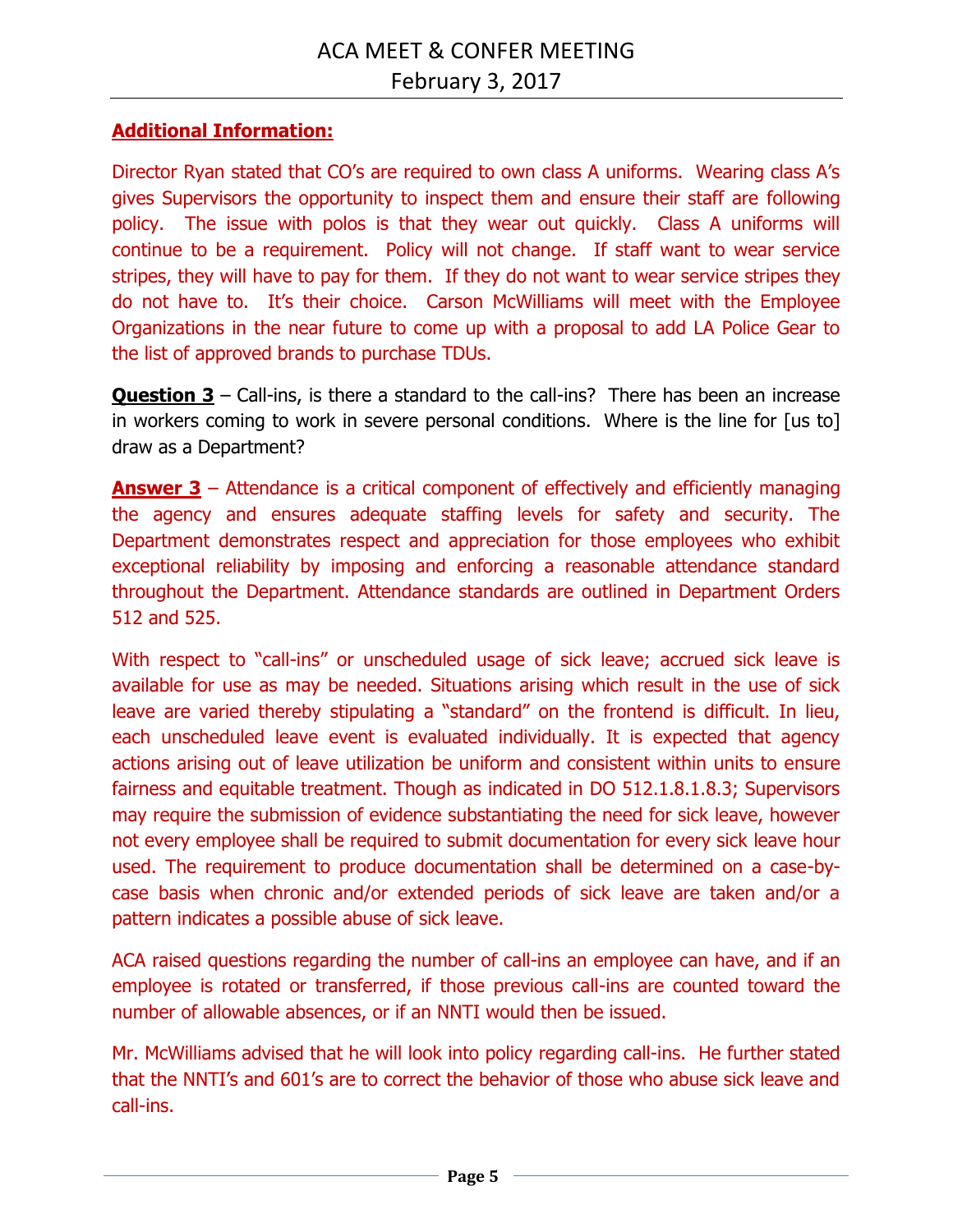**Additional Information:**

Director Ryan stated that CO's are required to own class A uniforms. Wearing class A's gives Supervisors the opportunity to inspect them and ensure their staff are following policy. The issue with polos is that they wear out quickly. Class A uniforms will continue to be a requirement. Policy will not change. If staff want to wear service stripes, they will have to pay for them. If they do not want to wear service stripes they do not have to. It's their choice. Carson McWilliams will meet with the Employee Organizations in the near future to come up with a proposal to add LA Police Gear to the list of approved brands to purchase TDUs.

**Question 3** – Call-ins, is there a standard to the call-ins? There has been an increase in workers coming to work in severe personal conditions. Where is the line for [us to] draw as a Department?

**Answer 3** – Attendance is a critical component of effectively and efficiently managing the agency and ensures adequate staffing levels for safety and security. The Department demonstrates respect and appreciation for those employees who exhibit exceptional reliability by imposing and enforcing a reasonable attendance standard throughout the Department. Attendance standards are outlined in Department Orders 512 and 525.

With respect to "call-ins" or unscheduled usage of sick leave; accrued sick leave is available for use as may be needed. Situations arising which result in the use of sick leave are varied thereby stipulating a "standard" on the frontend is difficult. In lieu, each unscheduled leave event is evaluated individually. It is expected that agency actions arising out of leave utilization be uniform and consistent within units to ensure fairness and equitable treatment. Though as indicated in DO 512.1.8.1.8.3; Supervisors may require the submission of evidence substantiating the need for sick leave, however not every employee shall be required to submit documentation for every sick leave hour used. The requirement to produce documentation shall be determined on a case-by-case basis when chronic and/or extended periods of sick leave are taken and/or a pattern indicates a possible abuse of sick leave.

ACA raised questions regarding the number of call-ins an employee can have, and if an employee is rotated or transferred, if those previous call-ins are counted toward the number of allowable absences, or if an NNTI would then be issued.

Mr. McWilliams advised that he will look into policy regarding call-ins. He further stated that the NNTI's and 601's are to correct the behavior of those who abuse sick leave and call-ins.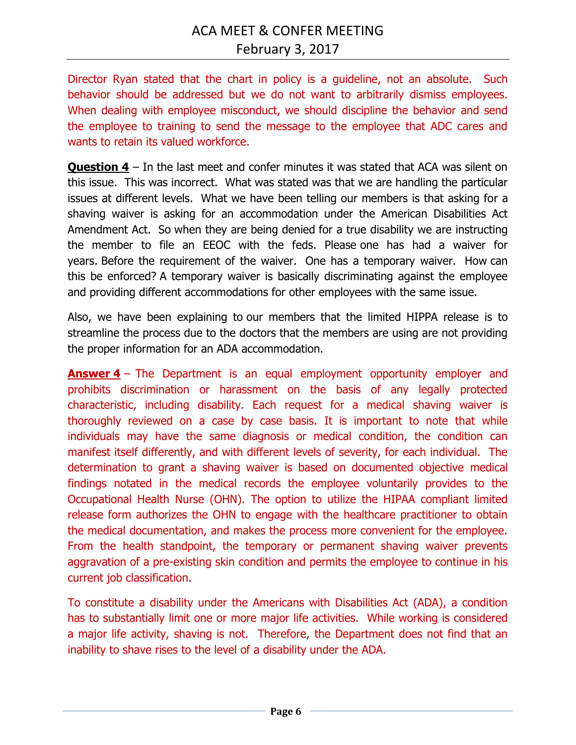Director Ryan stated that the chart in policy is a guideline, not an absolute. Such behavior should be addressed but we do not want to arbitrarily dismiss employees. When dealing with employee misconduct, we should discipline the behavior and send the employee to training to send the message to the employee that ADC cares and wants to retain its valued workforce.

**Question 4** – In the last meet and confer minutes it was stated that ACA was silent on this issue. This was incorrect. What was stated was that we are handling the particular issues at different levels. What we have been telling our members is that asking for a shaving waiver is asking for an accommodation under the American Disabilities Act Amendment Act. So when they are being denied for a true disability we are instructing the member to file an EEOC with the feds. Please one has had a waiver for years. Before the requirement of the waiver. One has a temporary waiver. How can this be enforced? A temporary waiver is basically discriminating against the employee and providing different accommodations for other employees with the same issue.

Also, we have been explaining to our members that the limited HIPPA release is to streamline the process due to the doctors that the members are using are not providing the proper information for an ADA accommodation.

**Answer 4** – The Department is an equal employment opportunity employer and prohibits discrimination or harassment on the basis of any legally protected characteristic, including disability. Each request for a medical shaving waiver is thoroughly reviewed on a case by case basis. It is important to note that while individuals may have the same diagnosis or medical condition, the condition can manifest itself differently, and with different levels of severity, for each individual. The determination to grant a shaving waiver is based on documented objective medical findings notated in the medical records the employee voluntarily provides to the Occupational Health Nurse (OHN). The option to utilize the HIPAA compliant limited release form authorizes the OHN to engage with the healthcare practitioner to obtain the medical documentation, and makes the process more convenient for the employee. From the health standpoint, the temporary or permanent shaving waiver prevents aggravation of a pre-existing skin condition and permits the employee to continue in his current job classification.

To constitute a disability under the Americans with Disabilities Act (ADA), a condition has to substantially limit one or more major life activities. While working is considered a major life activity, shaving is not. Therefore, the Department does not find that an inability to shave rises to the level of a disability under the ADA.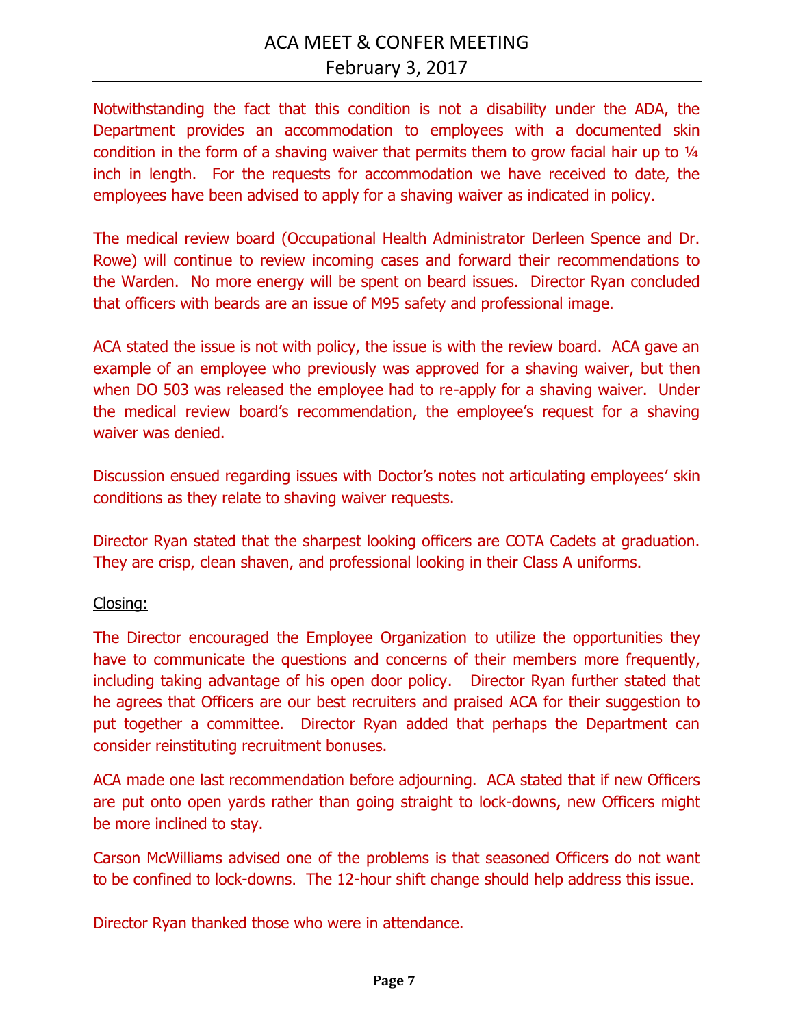Notwithstanding the fact that this condition is not a disability under the ADA, the Department provides an accommodation to employees with a documented skin condition in the form of a shaving waiver that permits them to grow facial hair up to ¼ inch in length. For the requests for accommodation we have received to date, the employees have been advised to apply for a shaving waiver as indicated in policy.

The medical review board (Occupational Health Administrator Derleen Spence and Dr. Rowe) will continue to review incoming cases and forward their recommendations to the Warden. No more energy will be spent on beard issues. Director Ryan concluded that officers with beards are an issue of M95 safety and professional image.

ACA stated the issue is not with policy, the issue is with the review board. ACA gave an example of an employee who previously was approved for a shaving waiver, but then when DO 503 was released the employee had to re-apply for a shaving waiver. Under the medical review board's recommendation, the employee's request for a shaving waiver was denied.

Discussion ensued regarding issues with Doctor's notes not articulating employees' skin conditions as they relate to shaving waiver requests.

Director Ryan stated that the sharpest looking officers are COTA Cadets at graduation. They are crisp, clean shaven, and professional looking in their Class A uniforms.

Closing:

The Director encouraged the Employee Organization to utilize the opportunities they have to communicate the questions and concerns of their members more frequently, including taking advantage of his open door policy. Director Ryan further stated that he agrees that Officers are our best recruiters and praised ACA for their suggestion to put together a committee. Director Ryan added that perhaps the Department can consider reinstituting recruitment bonuses.

ACA made one last recommendation before adjourning. ACA stated that if new Officers are put onto open yards rather than going straight to lock-downs, new Officers might be more inclined to stay.

Carson McWilliams advised one of the problems is that seasoned Officers do not want to be confined to lock-downs. The 12-hour shift change should help address this issue.

Director Ryan thanked those who were in attendance.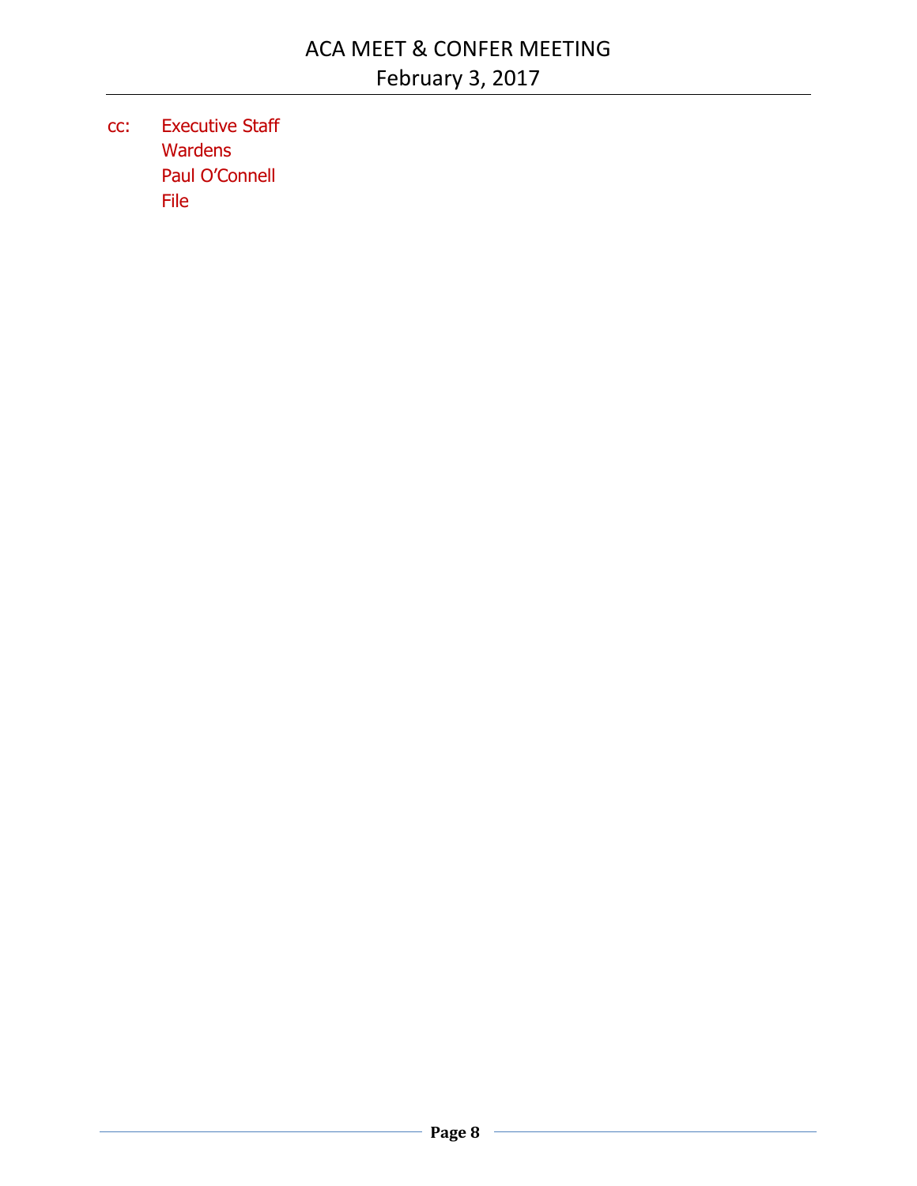cc: Executive Staff
Wardens
Paul O'Connell
File